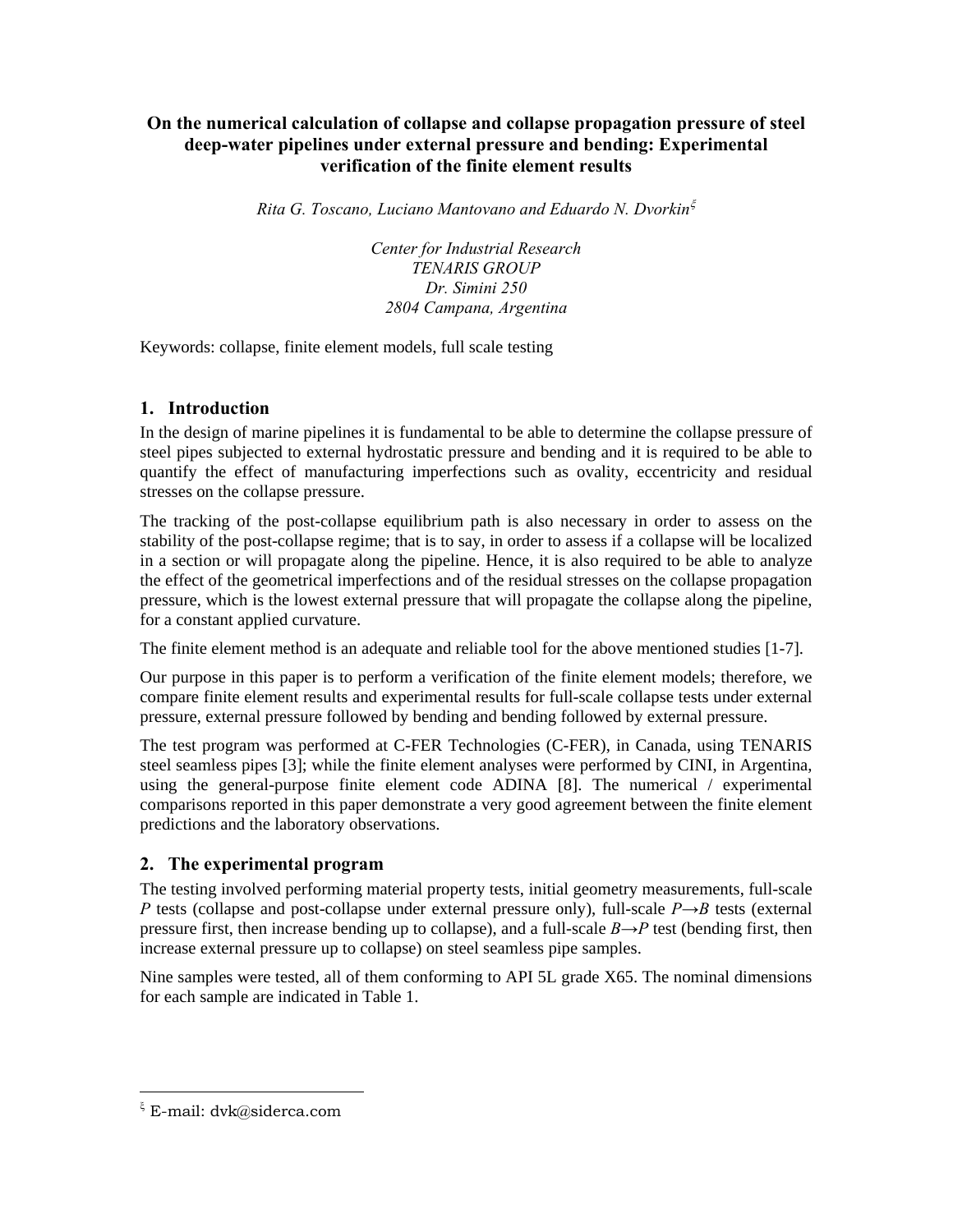# On the numerical calculation of collapse and collapse propagation pressure of steel deep-water pipelines under external pressure and bending: Experimental verification of the finite element results

*Rita G. Toscano, Luciano Mantovano and Eduardo N. Dvorkin*[ξ]

*Center for Industrial Research*
*TENARIS GROUP*
*Dr. Simini 250*
*2804 Campana, Argentina*

Keywords: collapse, finite element models, full scale testing

## 1. Introduction

In the design of marine pipelines it is fundamental to be able to determine the collapse pressure of steel pipes subjected to external hydrostatic pressure and bending and it is required to be able to quantify the effect of manufacturing imperfections such as ovality, eccentricity and residual stresses on the collapse pressure.

The tracking of the post-collapse equilibrium path is also necessary in order to assess on the stability of the post-collapse regime; that is to say, in order to assess if a collapse will be localized in a section or will propagate along the pipeline. Hence, it is also required to be able to analyze the effect of the geometrical imperfections and of the residual stresses on the collapse propagation pressure, which is the lowest external pressure that will propagate the collapse along the pipeline, for a constant applied curvature.

The finite element method is an adequate and reliable tool for the above mentioned studies [1-7].

Our purpose in this paper is to perform a verification of the finite element models; therefore, we compare finite element results and experimental results for full-scale collapse tests under external pressure, external pressure followed by bending and bending followed by external pressure.

The test program was performed at C-FER Technologies (C-FER), in Canada, using TENARIS steel seamless pipes [3]; while the finite element analyses were performed by CINI, in Argentina, using the general-purpose finite element code ADINA [8]. The numerical / experimental comparisons reported in this paper demonstrate a very good agreement between the finite element predictions and the laboratory observations.

## 2. The experimental program

The testing involved performing material property tests, initial geometry measurements, full-scale *P* tests (collapse and post-collapse under external pressure only), full-scale *P→B* tests (external pressure first, then increase bending up to collapse), and a full-scale *B→P* test (bending first, then increase external pressure up to collapse) on steel seamless pipe samples.

Nine samples were tested, all of them conforming to API 5L grade X65. The nominal dimensions for each sample are indicated in Table 1.

---

[ξ] E-mail: dvk@siderca.com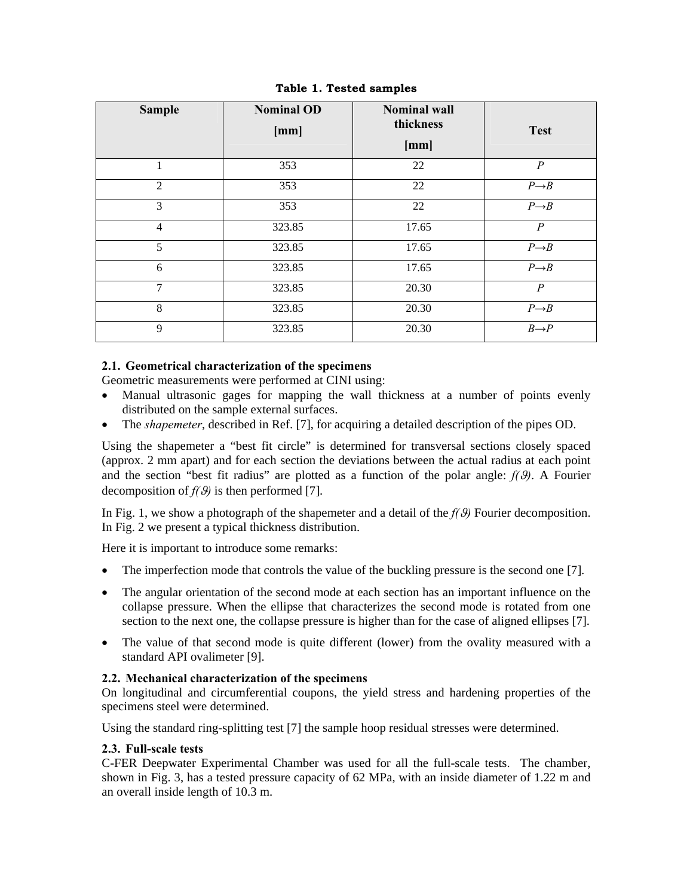**Table 1. Tested samples**

| Sample | Nominal OD [mm] | Nominal wall thickness [mm] | Test |
|---|---|---|---|
| 1 | 353 | 22 | *P* |
| 2 | 353 | 22 | *P*→*B* |
| 3 | 353 | 22 | *P*→*B* |
| 4 | 323.85 | 17.65 | *P* |
| 5 | 323.85 | 17.65 | *P*→*B* |
| 6 | 323.85 | 17.65 | *P*→*B* |
| 7 | 323.85 | 20.30 | *P* |
| 8 | 323.85 | 20.30 | *P*→*B* |
| 9 | 323.85 | 20.30 | *B*→*P* |

### 2.1. Geometrical characterization of the specimens

Geometric measurements were performed at CINI using:

- Manual ultrasonic gages for mapping the wall thickness at a number of points evenly distributed on the sample external surfaces.
- The *shapemeter*, described in Ref. [7], for acquiring a detailed description of the pipes OD.

Using the shapemeter a "best fit circle" is determined for transversal sections closely spaced (approx. 2 mm apart) and for each section the deviations between the actual radius at each point and the section "best fit radius" are plotted as a function of the polar angle: $f(\vartheta)$. A Fourier decomposition of $f(\vartheta)$ is then performed [7].

In Fig. 1, we show a photograph of the shapemeter and a detail of the $f(\vartheta)$ Fourier decomposition. In Fig. 2 we present a typical thickness distribution.

Here it is important to introduce some remarks:

- The imperfection mode that controls the value of the buckling pressure is the second one [7].
- The angular orientation of the second mode at each section has an important influence on the collapse pressure. When the ellipse that characterizes the second mode is rotated from one section to the next one, the collapse pressure is higher than for the case of aligned ellipses [7].
- The value of that second mode is quite different (lower) from the ovality measured with a standard API ovalimeter [9].

### 2.2. Mechanical characterization of the specimens

On longitudinal and circumferential coupons, the yield stress and hardening properties of the specimens steel were determined.

Using the standard ring-splitting test [7] the sample hoop residual stresses were determined.

### 2.3. Full-scale tests

C-FER Deepwater Experimental Chamber was used for all the full-scale tests. The chamber, shown in Fig. 3, has a tested pressure capacity of 62 MPa, with an inside diameter of 1.22 m and an overall inside length of 10.3 m.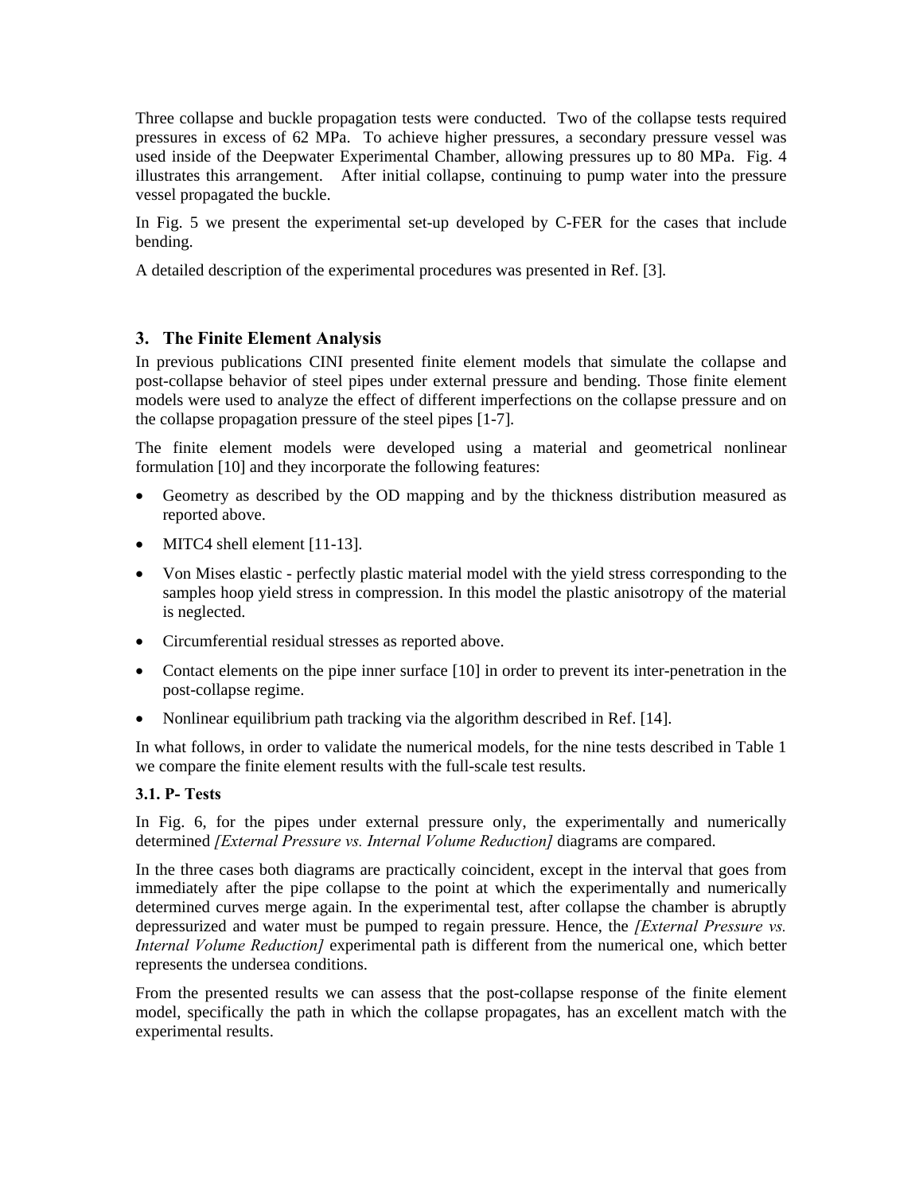Three collapse and buckle propagation tests were conducted. Two of the collapse tests required pressures in excess of 62 MPa. To achieve higher pressures, a secondary pressure vessel was used inside of the Deepwater Experimental Chamber, allowing pressures up to 80 MPa. Fig. 4 illustrates this arrangement. After initial collapse, continuing to pump water into the pressure vessel propagated the buckle.

In Fig. 5 we present the experimental set-up developed by C-FER for the cases that include bending.

A detailed description of the experimental procedures was presented in Ref. [3].

## 3. The Finite Element Analysis

In previous publications CINI presented finite element models that simulate the collapse and post-collapse behavior of steel pipes under external pressure and bending. Those finite element models were used to analyze the effect of different imperfections on the collapse pressure and on the collapse propagation pressure of the steel pipes [1-7].

The finite element models were developed using a material and geometrical nonlinear formulation [10] and they incorporate the following features:

- Geometry as described by the OD mapping and by the thickness distribution measured as reported above.
- MITC4 shell element [11-13].
- Von Mises elastic - perfectly plastic material model with the yield stress corresponding to the samples hoop yield stress in compression. In this model the plastic anisotropy of the material is neglected.
- Circumferential residual stresses as reported above.
- Contact elements on the pipe inner surface [10] in order to prevent its inter-penetration in the post-collapse regime.
- Nonlinear equilibrium path tracking via the algorithm described in Ref. [14].

In what follows, in order to validate the numerical models, for the nine tests described in Table 1 we compare the finite element results with the full-scale test results.

### 3.1. P- Tests

In Fig. 6, for the pipes under external pressure only, the experimentally and numerically determined *[External Pressure vs. Internal Volume Reduction]* diagrams are compared.

In the three cases both diagrams are practically coincident, except in the interval that goes from immediately after the pipe collapse to the point at which the experimentally and numerically determined curves merge again. In the experimental test, after collapse the chamber is abruptly depressurized and water must be pumped to regain pressure. Hence, the *[External Pressure vs. Internal Volume Reduction]* experimental path is different from the numerical one, which better represents the undersea conditions.

From the presented results we can assess that the post-collapse response of the finite element model, specifically the path in which the collapse propagates, has an excellent match with the experimental results.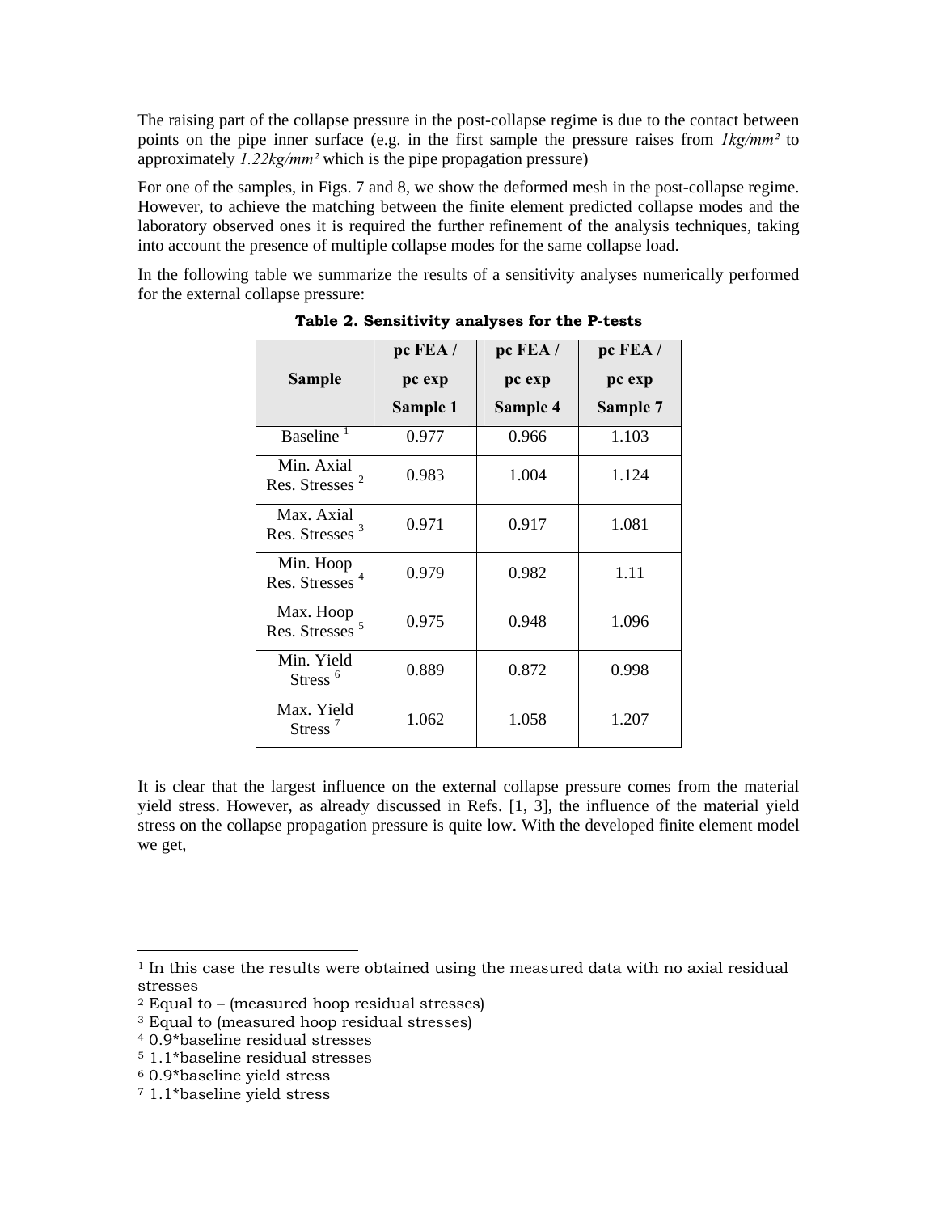The raising part of the collapse pressure in the post-collapse regime is due to the contact between points on the pipe inner surface (e.g. in the first sample the pressure raises from *1kg/mm²* to approximately *1.22kg/mm²* which is the pipe propagation pressure)

For one of the samples, in Figs. 7 and 8, we show the deformed mesh in the post-collapse regime. However, to achieve the matching between the finite element predicted collapse modes and the laboratory observed ones it is required the further refinement of the analysis techniques, taking into account the presence of multiple collapse modes for the same collapse load.

In the following table we summarize the results of a sensitivity analyses numerically performed for the external collapse pressure:

**Table 2. Sensitivity analyses for the P-tests**

| Sample | pc FEA / pc exp Sample 1 | pc FEA / pc exp Sample 4 | pc FEA / pc exp Sample 7 |
|---|---|---|---|
| Baseline [1] | 0.977 | 0.966 | 1.103 |
| Min. Axial Res. Stresses [2] | 0.983 | 1.004 | 1.124 |
| Max. Axial Res. Stresses [3] | 0.971 | 0.917 | 1.081 |
| Min. Hoop Res. Stresses [4] | 0.979 | 0.982 | 1.11 |
| Max. Hoop Res. Stresses [5] | 0.975 | 0.948 | 1.096 |
| Min. Yield Stress [6] | 0.889 | 0.872 | 0.998 |
| Max. Yield Stress [7] | 1.062 | 1.058 | 1.207 |

It is clear that the largest influence on the external collapse pressure comes from the material yield stress. However, as already discussed in Refs. [1, 3], the influence of the material yield stress on the collapse propagation pressure is quite low. With the developed finite element model we get,

---

[1] In this case the results were obtained using the measured data with no axial residual stresses

[2] Equal to – (measured hoop residual stresses)

[3] Equal to (measured hoop residual stresses)

[4] 0.9*baseline residual stresses

[5] 1.1*baseline residual stresses

[6] 0.9*baseline yield stress

[7] 1.1*baseline yield stress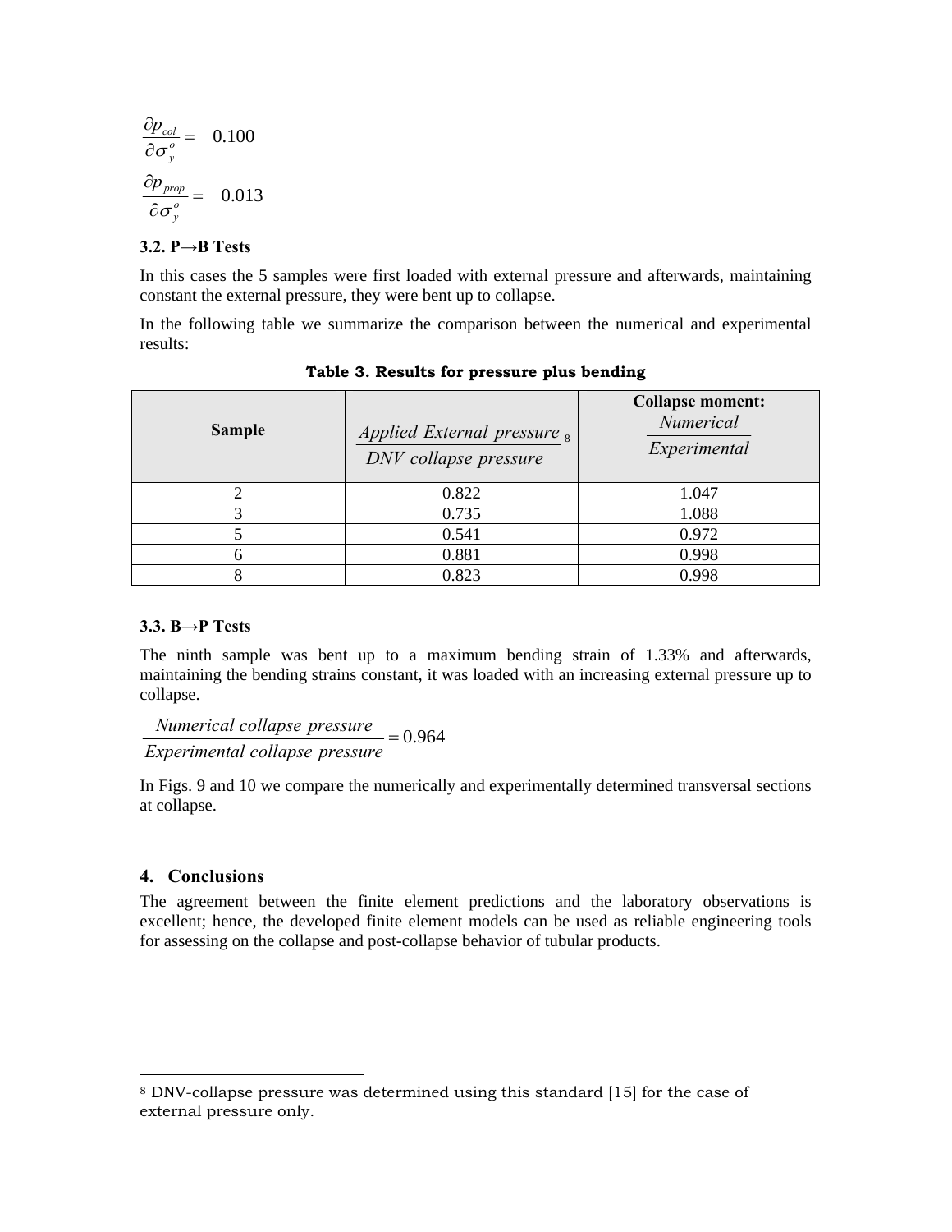$$\frac{\partial p_{col}}{\partial \sigma_y^o} = \quad 0.100$$

$$\frac{\partial p_{prop}}{\partial \sigma_y^o} = \quad 0.013$$

### 3.2. P→B Tests

In this cases the 5 samples were first loaded with external pressure and afterwards, maintaining constant the external pressure, they were bent up to collapse.

In the following table we summarize the comparison between the numerical and experimental results:

**Table 3. Results for pressure plus bending**

| Sample | $\frac{Applied\ External\ pressure}{DNV\ collapse\ pressure}$ [8] | Collapse moment: $\frac{Numerical}{Experimental}$ |
|---|---|---|
| 2 | 0.822 | 1.047 |
| 3 | 0.735 | 1.088 |
| 5 | 0.541 | 0.972 |
| 6 | 0.881 | 0.998 |
| 8 | 0.823 | 0.998 |

### 3.3. B→P Tests

The ninth sample was bent up to a maximum bending strain of 1.33% and afterwards, maintaining the bending strains constant, it was loaded with an increasing external pressure up to collapse.

$$\frac{Numerical\ collapse\ pressure}{Experimental\ collapse\ pressure} = 0.964$$

In Figs. 9 and 10 we compare the numerically and experimentally determined transversal sections at collapse.

## 4. Conclusions

The agreement between the finite element predictions and the laboratory observations is excellent; hence, the developed finite element models can be used as reliable engineering tools for assessing on the collapse and post-collapse behavior of tubular products.

---

[8] DNV-collapse pressure was determined using this standard [15] for the case of external pressure only.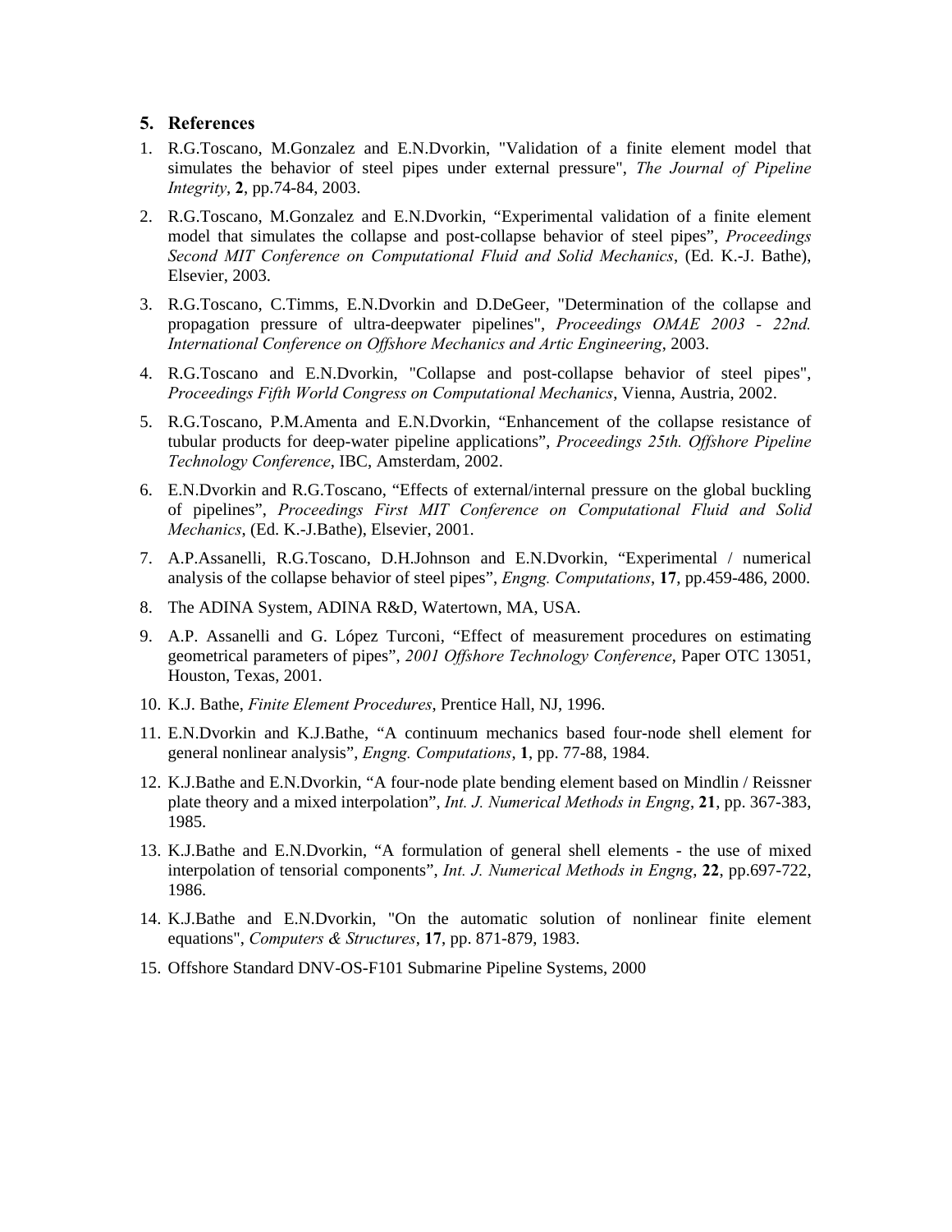## 5. References

1. R.G.Toscano, M.Gonzalez and E.N.Dvorkin, "Validation of a finite element model that simulates the behavior of steel pipes under external pressure", *The Journal of Pipeline Integrity*, **2**, pp.74-84, 2003.
2. R.G.Toscano, M.Gonzalez and E.N.Dvorkin, "Experimental validation of a finite element model that simulates the collapse and post-collapse behavior of steel pipes", *Proceedings Second MIT Conference on Computational Fluid and Solid Mechanics*, (Ed. K.-J. Bathe), Elsevier, 2003.
3. R.G.Toscano, C.Timms, E.N.Dvorkin and D.DeGeer, "Determination of the collapse and propagation pressure of ultra-deepwater pipelines", *Proceedings OMAE 2003 - 22nd. International Conference on Offshore Mechanics and Artic Engineering*, 2003.
4. R.G.Toscano and E.N.Dvorkin, "Collapse and post-collapse behavior of steel pipes", *Proceedings Fifth World Congress on Computational Mechanics*, Vienna, Austria, 2002.
5. R.G.Toscano, P.M.Amenta and E.N.Dvorkin, "Enhancement of the collapse resistance of tubular products for deep-water pipeline applications", *Proceedings 25th. Offshore Pipeline Technology Conference*, IBC, Amsterdam, 2002.
6. E.N.Dvorkin and R.G.Toscano, "Effects of external/internal pressure on the global buckling of pipelines", *Proceedings First MIT Conference on Computational Fluid and Solid Mechanics*, (Ed. K.-J.Bathe), Elsevier, 2001.
7. A.P.Assanelli, R.G.Toscano, D.H.Johnson and E.N.Dvorkin, "Experimental / numerical analysis of the collapse behavior of steel pipes", *Engng. Computations*, **17**, pp.459-486, 2000.
8. The ADINA System, ADINA R&D, Watertown, MA, USA.
9. A.P. Assanelli and G. López Turconi, "Effect of measurement procedures on estimating geometrical parameters of pipes", *2001 Offshore Technology Conference*, Paper OTC 13051, Houston, Texas, 2001.
10. K.J. Bathe, *Finite Element Procedures*, Prentice Hall, NJ, 1996.
11. E.N.Dvorkin and K.J.Bathe, "A continuum mechanics based four-node shell element for general nonlinear analysis", *Engng. Computations*, **1**, pp. 77-88, 1984.
12. K.J.Bathe and E.N.Dvorkin, "A four-node plate bending element based on Mindlin / Reissner plate theory and a mixed interpolation", *Int. J. Numerical Methods in Engng*, **21**, pp. 367-383, 1985.
13. K.J.Bathe and E.N.Dvorkin, "A formulation of general shell elements - the use of mixed interpolation of tensorial components", *Int. J. Numerical Methods in Engng*, **22**, pp.697-722, 1986.
14. K.J.Bathe and E.N.Dvorkin, "On the automatic solution of nonlinear finite element equations", *Computers & Structures*, **17**, pp. 871-879, 1983.
15. Offshore Standard DNV-OS-F101 Submarine Pipeline Systems, 2000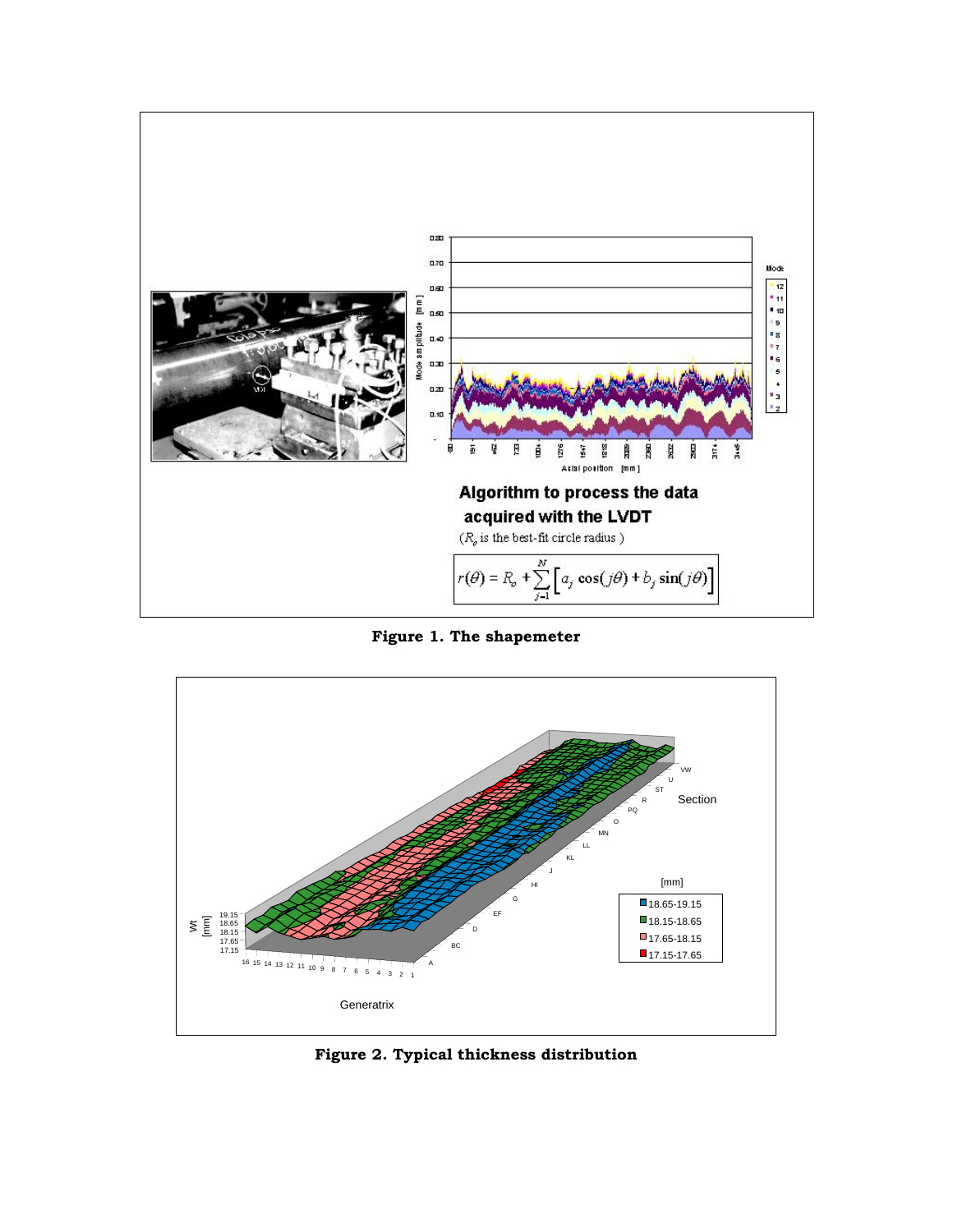Algorithm to process the data acquired with the LVDT

($R_o$ is the best-fit circle radius)

$$r(\theta) = R_o + \sum_{j=1}^{N} \left[ a_j \cos(j\theta) + b_j \sin(j\theta) \right]$$

**Figure 1. The shapemeter**

**Figure 2. Typical thickness distribution**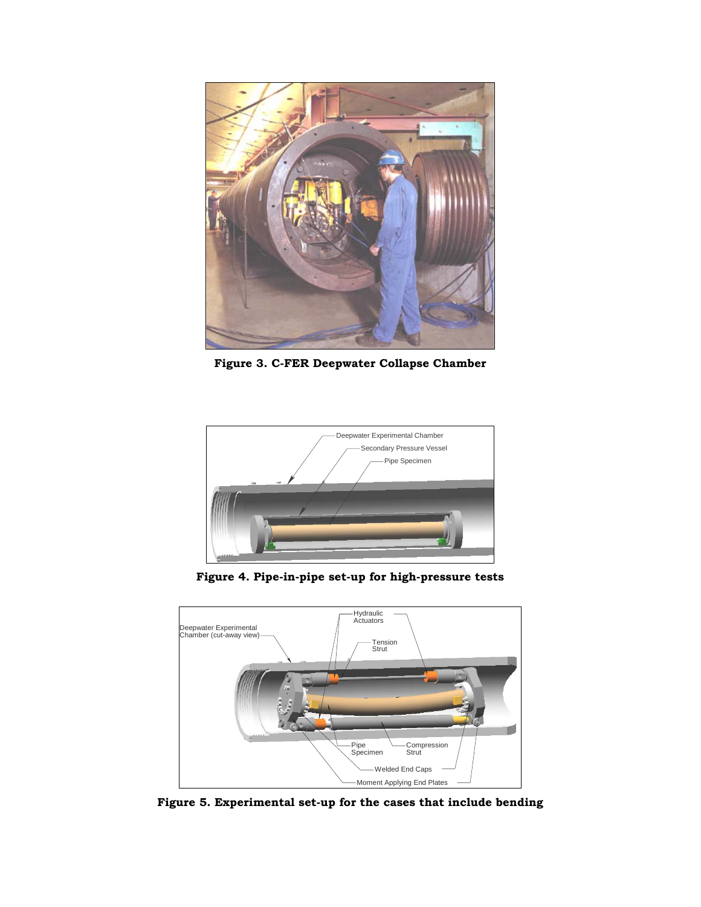**Figure 3. C-FER Deepwater Collapse Chamber**

**Figure 4. Pipe-in-pipe set-up for high-pressure tests**

**Figure 5. Experimental set-up for the cases that include bending**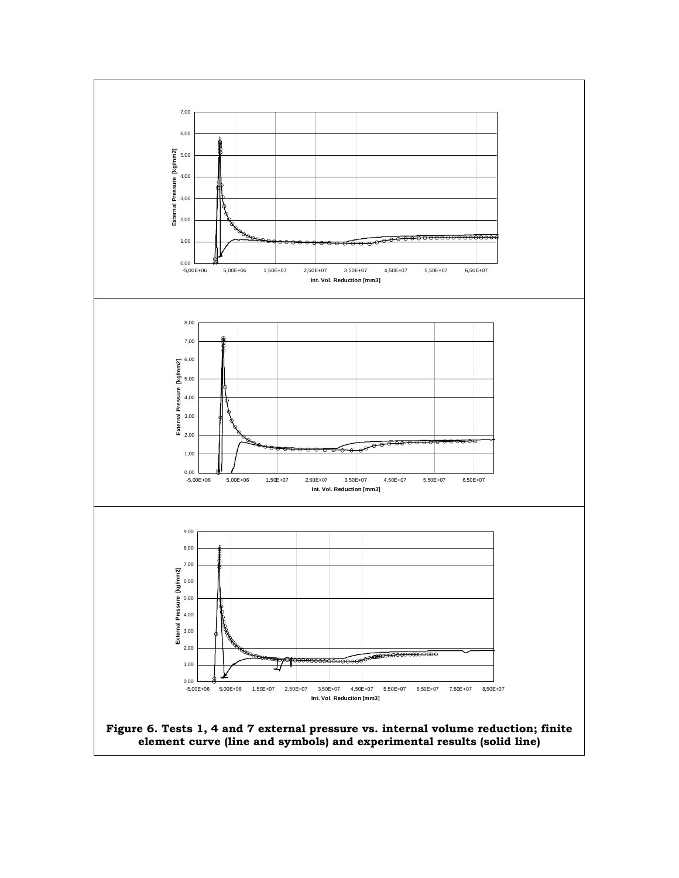**Figure 6. Tests 1, 4 and 7 external pressure vs. internal volume reduction; finite element curve (line and symbols) and experimental results (solid line)**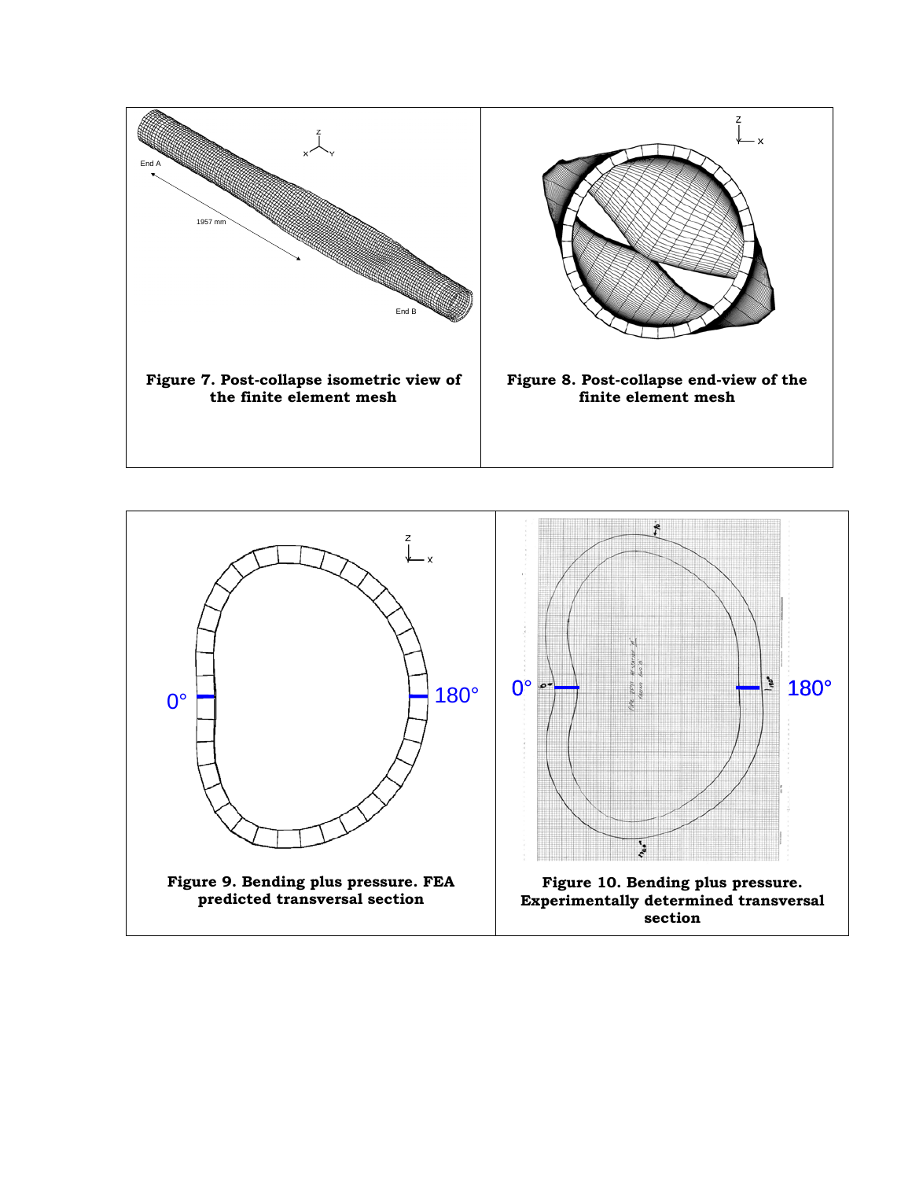End A

1957 mm

End B

**Figure 7. Post-collapse isometric view of the finite element mesh**

**Figure 8. Post-collapse end-view of the finite element mesh**

0°

180°

**Figure 9. Bending plus pressure. FEA predicted transversal section**

0°

180°

**Figure 10. Bending plus pressure. Experimentally determined transversal section**